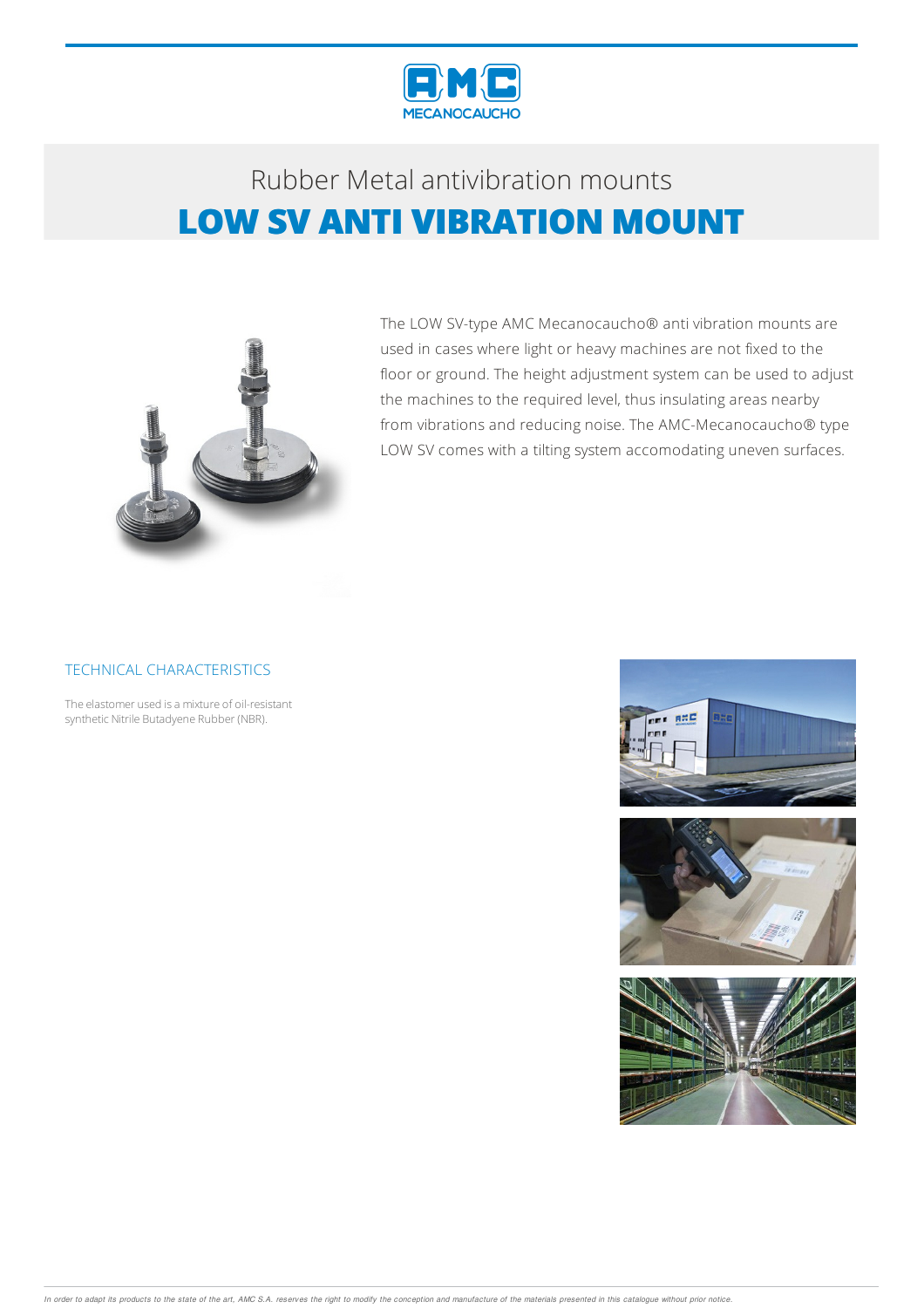# Rubber Metal antivibration mounts

## LOW SV ANTI VIBRATION MOUNT

The LOW SV-type AMC Mecanocaucho® anti vibration mounts are used in cases where light or heavy machines are not fixed to the floor or ground. The height adjustment system can be used to adjust the machines to the required level, thus insulating areas nearby from vibrations and reducing noise. The AMC-Mecanocaucho® type LOW SV comes with a tilting system accomodating uneven surfaces.

### TECHNICAL CHARACTERISTICS

The elastomer used is a mixture of oil-resistant synthetic Nitrile Butadyene Rubber (NBR).

*In order to adapt its products to the state of the art, AMC S.A. reserves the right to modify the conception and manufacture of the materials presented in this catalogue without prior notice.*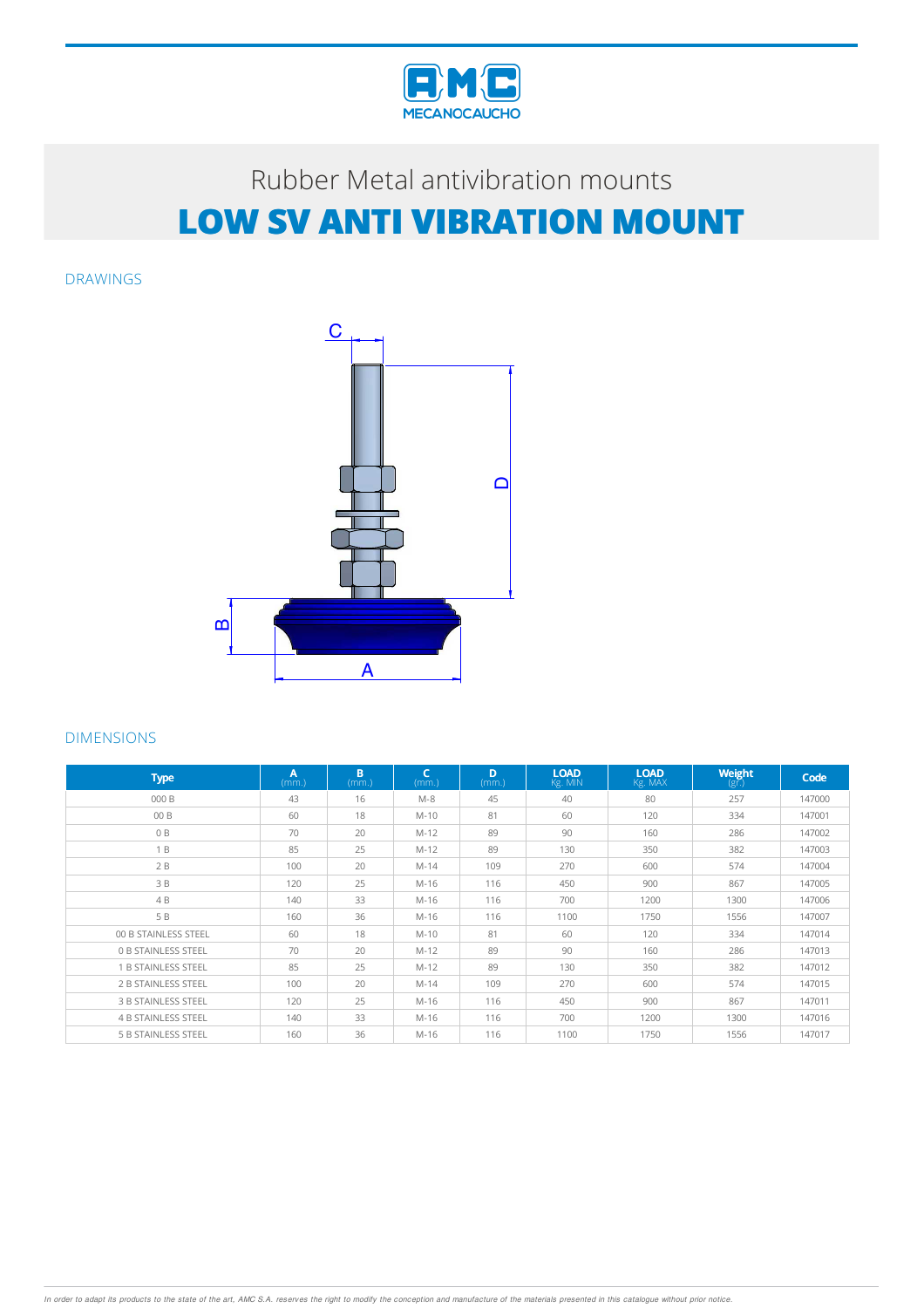Rubber Metal antivibration mounts

# LOW SV ANTI VIBRATION MOUNT

## DRAWINGS

## DIMENSIONS

| Type | A (mm.) | B (mm.) | C (mm.) | D (mm.) | LOAD Kg. MIN | LOAD Kg. MAX | Weight (gr.) | Code |
|---|---|---|---|---|---|---|---|---|
| 000 B | 43 | 16 | M-8 | 45 | 40 | 80 | 257 | 147000 |
| 00 B | 60 | 18 | M-10 | 81 | 60 | 120 | 334 | 147001 |
| 0 B | 70 | 20 | M-12 | 89 | 90 | 160 | 286 | 147002 |
| 1 B | 85 | 25 | M-12 | 89 | 130 | 350 | 382 | 147003 |
| 2 B | 100 | 20 | M-14 | 109 | 270 | 600 | 574 | 147004 |
| 3 B | 120 | 25 | M-16 | 116 | 450 | 900 | 867 | 147005 |
| 4 B | 140 | 33 | M-16 | 116 | 700 | 1200 | 1300 | 147006 |
| 5 B | 160 | 36 | M-16 | 116 | 1100 | 1750 | 1556 | 147007 |
| 00 B STAINLESS STEEL | 60 | 18 | M-10 | 81 | 60 | 120 | 334 | 147014 |
| 0 B STAINLESS STEEL | 70 | 20 | M-12 | 89 | 90 | 160 | 286 | 147013 |
| 1 B STAINLESS STEEL | 85 | 25 | M-12 | 89 | 130 | 350 | 382 | 147012 |
| 2 B STAINLESS STEEL | 100 | 20 | M-14 | 109 | 270 | 600 | 574 | 147015 |
| 3 B STAINLESS STEEL | 120 | 25 | M-16 | 116 | 450 | 900 | 867 | 147011 |
| 4 B STAINLESS STEEL | 140 | 33 | M-16 | 116 | 700 | 1200 | 1300 | 147016 |
| 5 B STAINLESS STEEL | 160 | 36 | M-16 | 116 | 1100 | 1750 | 1556 | 147017 |

*In order to adapt its products to the state of the art, AMC S.A. reserves the right to modify the conception and manufacture of the materials presented in this catalogue without prior notice.*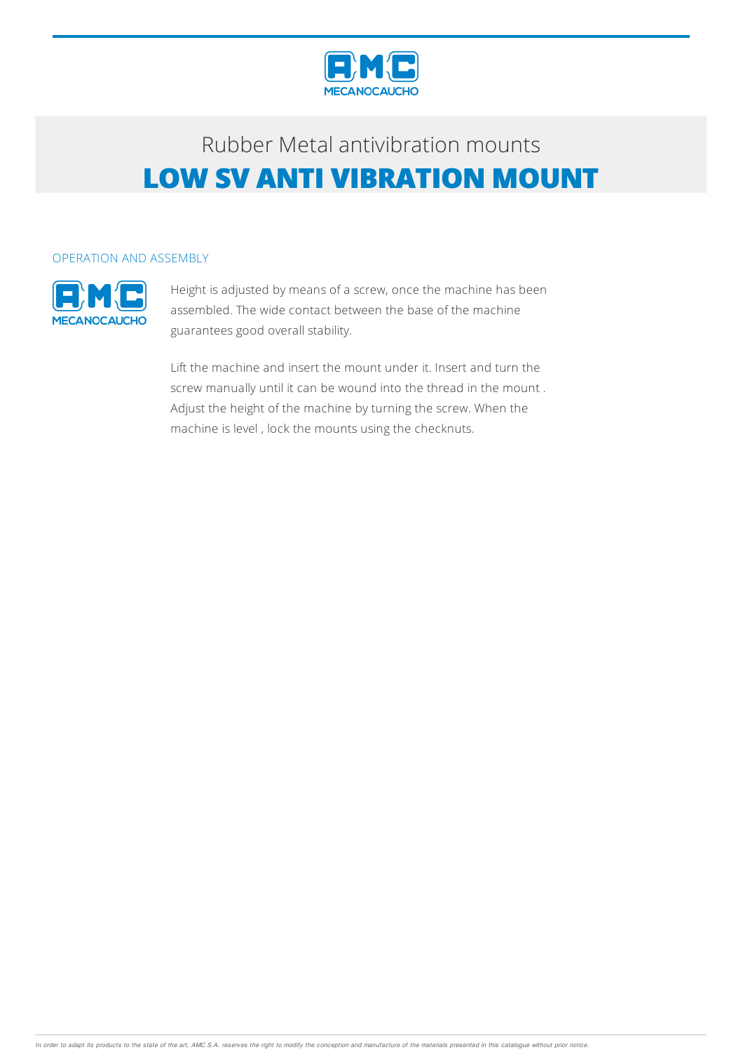Rubber Metal antivibration mounts

# LOW SV ANTI VIBRATION MOUNT

## OPERATION AND ASSEMBLY

Height is adjusted by means of a screw, once the machine has been assembled. The wide contact between the base of the machine guarantees good overall stability.

Lift the machine and insert the mount under it. Insert and turn the screw manually until it can be wound into the thread in the mount . Adjust the height of the machine by turning the screw. When the machine is level , lock the mounts using the checknuts.

*In order to adapt its products to the state of the art, AMC S.A. reserves the right to modify the conception and manufacture of the materials presented in this catalogue without prior notice.*